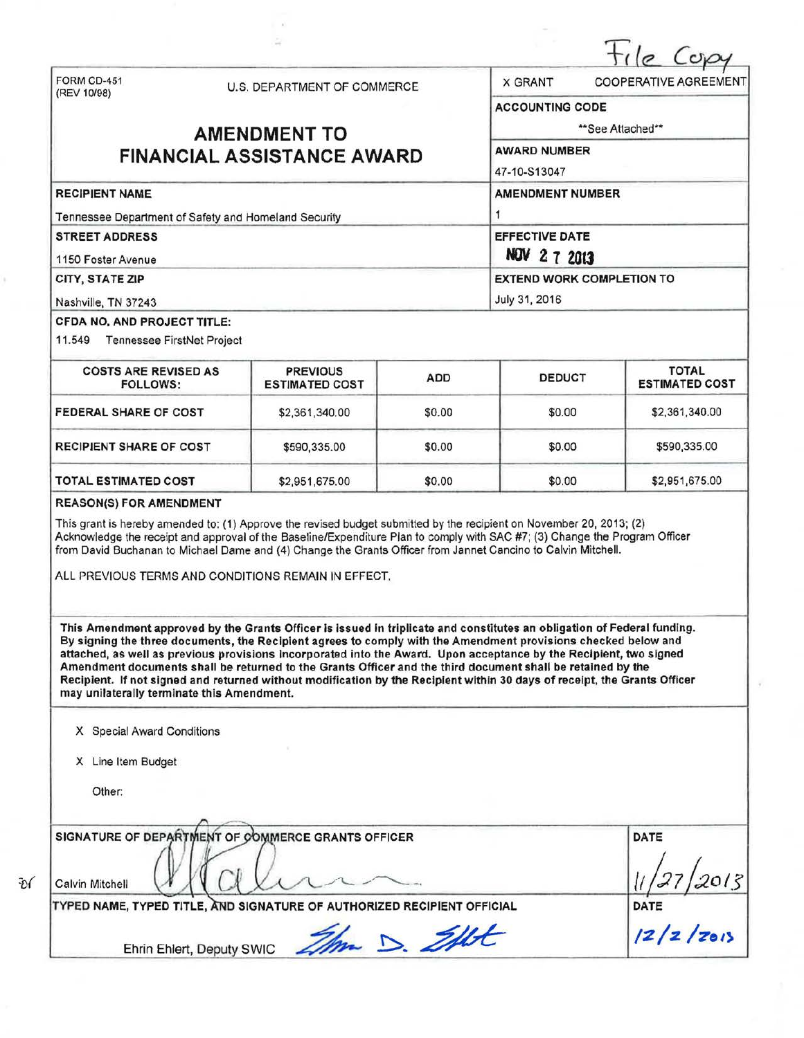File Copy

| FORM CD-451 (REV 10/98) | U.S. DEPARTMENT OF COMMERCE | X GRANT | COOPERATIVE AGREEMENT |
|---|---|---|---|

# AMENDMENT TO FINANCIAL ASSISTANCE AWARD

**ACCOUNTING CODE**
\*\*See Attached\*\*

**AWARD NUMBER**
47-10-S13047

**RECIPIENT NAME**
Tennessee Department of Safety and Homeland Security

**AMENDMENT NUMBER**
1

**STREET ADDRESS**
1150 Foster Avenue

**EFFECTIVE DATE**
NOV 27 2013

**CITY, STATE ZIP**
Nashville, TN 37243

**EXTEND WORK COMPLETION TO**
July 31, 2016

**CFDA NO. AND PROJECT TITLE:**
11.549 Tennessee FirstNet Project

| COSTS ARE REVISED AS FOLLOWS: | PREVIOUS ESTIMATED COST | ADD | DEDUCT | TOTAL ESTIMATED COST |
|---|---|---|---|---|
| FEDERAL SHARE OF COST | $2,361,340.00 | $0.00 | $0.00 | $2,361,340.00 |
| RECIPIENT SHARE OF COST | $590,335.00 | $0.00 | $0.00 | $590,335.00 |
| TOTAL ESTIMATED COST | $2,951,675.00 | $0.00 | $0.00 | $2,951,675.00 |

**REASON(S) FOR AMENDMENT**

This grant is hereby amended to: (1) Approve the revised budget submitted by the recipient on November 20, 2013; (2) Acknowledge the receipt and approval of the Baseline/Expenditure Plan to comply with SAC #7; (3) Change the Program Officer from David Buchanan to Michael Dame and (4) Change the Grants Officer from Jannet Cancino to Calvin Mitchell.

ALL PREVIOUS TERMS AND CONDITIONS REMAIN IN EFFECT.

**This Amendment approved by the Grants Officer is issued in triplicate and constitutes an obligation of Federal funding. By signing the three documents, the Recipient agrees to comply with the Amendment provisions checked below and attached, as well as previous provisions incorporated into the Award. Upon acceptance by the Recipient, two signed Amendment documents shall be returned to the Grants Officer and the third document shall be retained by the Recipient. If not signed and returned without modification by the Recipient within 30 days of receipt, the Grants Officer may unilaterally terminate this Amendment.**

X Special Award Conditions

X Line Item Budget

Other:

| SIGNATURE OF DEPARTMENT OF COMMERCE GRANTS OFFICER | DATE |
|---|---|
| Calvin Mitchell | 11/27/2013 |
| **TYPED NAME, TYPED TITLE, AND SIGNATURE OF AUTHORIZED RECIPIENT OFFICIAL** | **DATE** |
| Ehrin Ehlert, Deputy SWIC | 12/2/2013 |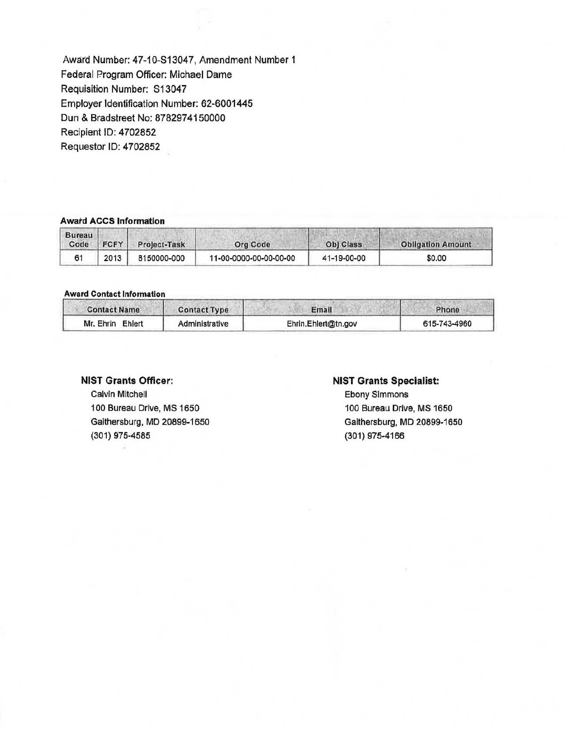Award Number: 47-10-S13047, Amendment Number 1
Federal Program Officer: Michael Dame
Requisition Number: S13047
Employer Identification Number: 62-6001445
Dun & Bradstreet No: 878297415000​0
Recipient ID: 4702852
Requestor ID: 4702852

**Award ACCS Information**

| Bureau Code | FCFY | Project-Task | Org Code | Obj Class | Obligation Amount |
|---|---|---|---|---|---|
| 61 | 2013 | 8150000-000 | 11-00-0000-00-00-00-00 | 41-19-00-00 | $0.00 |

**Award Contact Information**

| Contact Name | Contact Type | Email | Phone |
|---|---|---|---|
| Mr. Ehrin Ehlert | Administrative | Ehrin.Ehlert@tn.gov | 615-743-4960 |

**NIST Grants Officer:**
Calvin Mitchell
100 Bureau Drive, MS 1650
Gaithersburg, MD 20899-1650
(301) 975-4585

**NIST Grants Specialist:**
Ebony Simmons
100 Bureau Drive, MS 1650
Gaithersburg, MD 20899-1650
(301) 975-4166